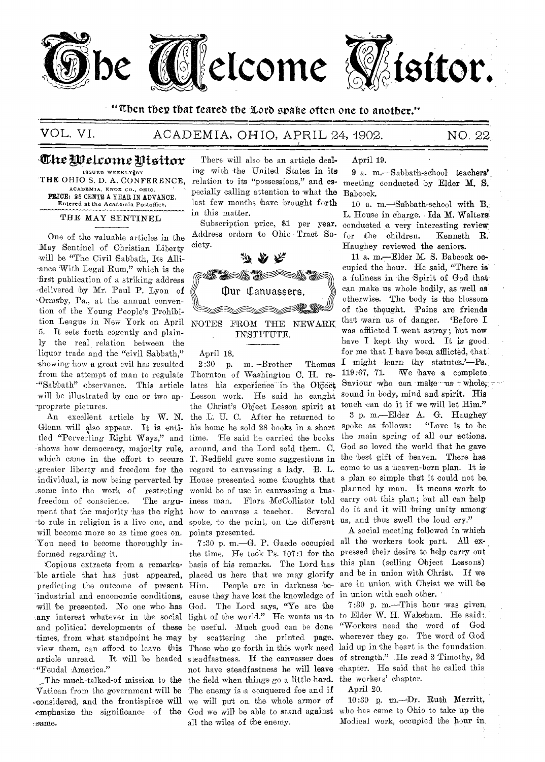# The Welcome Visitor.

"Then they that feared the Lord spake often one to another."

VOL. VI. ACADEMIA, OHIO, APRIL 24, 1902. NO. 22.

## The Welcome Visitor

ISSUED WEEKLY BY
THE OHIO S. D. A. CONFERENCE,
ACADEMIA, KNOX CO., OHIO.
PRICE: 25 CENTS A YEAR IN ADVANCE.
Entered at the Academia Postoffice.

### THE MAY SENTINEL

One of the valuable articles in the May Sentinel of Christian Liberty will be "The Civil Sabbath, Its Alliance With Legal Rum," which is the first publication of a striking address delivered by Mr. Paul P. Lyon of Ormsby, Pa., at the annual convention of the Young People's Prohibition League in New York on April 5. It sets forth cogently and plainly the real relation between the liquor trade and the "civil Sabbath," showing how a great evil has resulted from the attempt of man to regulate "Sabbath" observance. This article will be illustrated by one or two appropriate pictures.

An excellent article by W. N. Glenn will also appear. It is entitled "Perverting Right Ways," and shows how democracy, majority rule, which came in the effort to secure greater liberty and freedom for the individual, is now being perverted by some into the work of restricting freedom of conscience. The argument that the majority has the right to rule in religion is a live one, and will become more so as time goes on. You need to become thoroughly informed regarding it.

Copious extracts from a remarkable article that has just appeared, predicting the outcome of present industrial and enconomic conditions, will be presented. No one who has any interest whatever in the social and political developments of these times, from what standpoint he may view them, can afford to leave this article unread. It will be headed "Feudal America."

The much-talked-of mission to the Vatican from the government will be considered, and the frontispiece will emphasize the significance of the same.

There will also be an article dealing with the United States in its relation to its "possessions," and especially calling attention to what the last few months have brought forth in this matter.

Subscription price, $1 per year. Address orders to Ohio Tract Society.

## Our Canvassers.

### NOTES FROM THE NEWARK INSTITUTE.

April 18.

2:30 p. m.—Brother Thomas Thornton of Washington C. H. relates his experience in the Object Lesson work. He said he caught the Christ's Object Lesson spirit at the L. U. C. After he returned to his home he sold 28 books in a short time. He said he carried the books around, and the Lord sold them. C. T. Redfield gave some suggestions in regard to canvassing a lady. B. L. House presented some thoughts that would be of use in canvassing a business man. Flora McCollister told how to canvass a teacher. Several spoke, to the point, on the different points presented.

7:30 p. m.—G. P. Gaede occupied the time. He took Ps. 107:1 for the basis of his remarks. The Lord has placed us here that we may glorify Him. People are in darkness because they have lost the knowledge of God. The Lord says, "Ye are the light of the world." He wants us to be useful. Much good can be done by scattering the printed page. Those who go forth in this work need steadfastness. If the canvasser does not have steadfastness he will leave the field when things go a little hard. The enemy is a conquered foe and if we will put on the whole armor of God we will be able to stand against all the wiles of the enemy.

April 19.

9 a. m.—Sabbath-school teachers' meeting conducted by Elder M. S. Babcock.

10 a. m.—Sabbath-school with B. L. House in charge. Ida M. Walters conducted a very interesting review for the children. Kenneth R. Haughey reviewed the seniors.

11 a. m.—Elder M. S. Babcock occupied the hour. He said, "There is a fullness in the Spirit of God that can make us whole bodily, as well as otherwise. The body is the blossom of the thought. Pains are friends that warn us of danger. 'Before I was afflicted I went astray; but now have I kept thy word. It is good for me that I have been afflicted, that I might learn thy statutes.'—Ps. 119:67, 71. We have a complete Saviour who can make us whole, sound in body, mind and spirit. His touch can do it if we will let Him."

3 p. m.—Elder A. G. Haughey spoke as follows: "Love is to be the main spring of all our actions. God so loved the world that he gave the best gift of heaven. There has come to us a heaven-born plan. It is a plan so simple that it could not be planned by man. It means work to carry out this plan; but all can help do it and it will bring unity among us, and thus swell the loud cry."

A social meeting followed in which all the workers took part. All expressed their desire to help carry out this plan (selling Object Lessons) and be in union with Christ. If we are in union with Christ we will be in union with each other.

7:30 p. m.—This hour was given to Elder W. H. Wakeham. He said: "Workers need the word of God wherever they go. The word of God laid up in the heart is the foundation of strength." He read 2 Timothy, 2d chapter. He said that he called this the workers' chapter.

April 20.

10:30 p. m.—Dr. Ruth Merritt, who has come to Ohio to take up the Medical work, occupied the hour in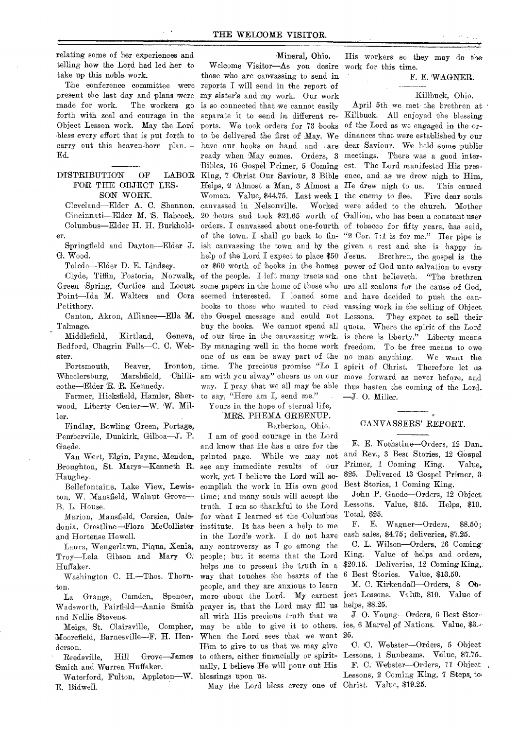relating some of her experiences and telling how the Lord had led her to take up this noble work.

The conference committee were present the last day and plans were made for work. The workers go forth with zeal and courage in the Object Lesson work. May the Lord bless every effort that is put forth to carry out this heaven-born plan.—Ed.

## DISTRIBUTION OF LABOR FOR THE OBJECT LESSON WORK.

Cleveland—Elder A. C. Shannon.

Cincinnati—Elder M. S. Babcock.

Columbus—Elder H. H. Burkholder.

Springfield and Dayton—Elder J. G. Wood.

Toledo—Elder D. E. Lindsey.

Clyde, Tiffin, Fostoria, Norwalk, Green Spring, Curtice and Locust Point—Ida M. Walters and Cora Petithory.

Canton, Akron, Alliance—Ella M. Talmage.

Middlefield, Kirtland, Geneva, Bedford, Chagrin Falls—C. C. Webster.

Portsmouth, Beaver, Ironton, Wheelersburg, Marshfield, Chillicothe—Elder R. R. Kennedy.

Farmer, Hicksfield, Hamler, Sherwood, Liberty Center—W. W. Miller.

Findlay, Bowling Green, Portage, Pemberville, Dunkirk, Gilboa—J. P. Gaede.

Van Wert, Elgin, Payne, Mendon, Broughton, St. Marys—Kenneth R. Haughey.

Bellefontaine, Lake View, Lewiston, W. Mansfield, Walnut Grove—B. L. House.

Marion, Mansfield, Corsica, Caledonia, Crestline—Flora McCollister and Hortense Howell.

Laura, Wengerlawn, Piqua, Xenia, Troy—Lela Gibson and Mary C. Huffaker.

Washington C. H.—Thos. Thornton.

La Grange, Camden, Spencer, Wadsworth, Fairfield—Annie Smith and Nellie Stevens.

Meigs, St. Clairsville, Compher, Moorefield, Barnesville—F. H. Henderson.

Reedsville, Hill Grove—James Smith and Warren Huffaker.

Waterford, Fulton, Appleton—W. E. Bidwell.

Mineral, Ohio.

Welcome Visitor—As you desire those who are canvassing to send in reports I will send in the report of my sister's and my work. Our work is so connected that we cannot easily separate it to send in different reports. We took orders for 73 books to be delivered the first of May. We have our books on hand and are ready when May comes. Orders, 3 Bibles, 16 Gospel Primer, 5 Coming King, 7 Christ Our Saviour, 3 Bible Helps, 2 Almost a Man, 3 Almost a Woman. Value, $44.75. Last week I canvassed in Nelsonville. Worked 20 hours and took $21.65 worth of orders. I canvassed about one-fourth of the town. I shall go back to finish canvassing the town and by the help of the Lord I expect to place $50 or $60 worth of books in the homes of the people. I left many tracts and some papers in the home of those who seemed interested. I loaned some books to those who wanted to read the Gospel message and could not buy the books. We cannot spend all of our time in the canvassing work. By managing well in the home work one of us can be away part of the time. The precious promise "Lo I am with you alway" cheers us on our way. I pray that we all may be able to say, "Here am I, send me."

Yours in the hope of eternal life,

MRS. PHEMA GREENUP.

Barberton, Ohio.

I am of good courage in the Lord and know that He has a care for the printed page. While we may not see any immediate results of our work, yet I believe the Lord will accomplish the work in His own good time; and many souls will accept the truth. I am so thankful to the Lord for what I learned at the Columbus institute. It has been a help to me in the Lord's work. I do not have any controversy as I go among the people; but it seems that the Lord helps me to present the truth in a way that touches the hearts of the people, and they are anxious to learn more about the Lord. My earnest prayer is, that the Lord may fill us all with His precious truth that we may be able to give it to others. When the Lord sees that we want Him to give to us that we may give to others, either financially or spiritually, I believe He will pour out His blessings upon us.

May the Lord bless every one of His workers so they may do the work for this time.

F. E. WAGNER.

Killbuck, Ohio.

April 5th we met the brethren at Killbuck. All enjoyed the blessing of the Lord as we engaged in the ordinances that were established by our dear Saviour. We held some public meetings. There was a good interest. The Lord manifested His presence, and as we drew nigh to Him, He drew nigh to us. This caused the enemy to flee. Five dear souls were added to the church. Mother Gallion, who has been a constant user of tobacco for fifty years, has said, "2 Cor. 7:1 is for me." Her pipe is given a rest and she is happy in Jesus. Brethren, the gospel is the power of God unto salvation to every one that believeth. "The brethren are all zealous for the cause of God, and have decided to push the canvassing work in the selling of Object Lessons. They expect to sell their quota. Where the spirit of the Lord is there is liberty." Liberty means freedom. To be free means to owe no man anything. We want the spirit of Christ. Therefore let us move forward as never before, and thus hasten the coming of the Lord.—J. O. Miller.

## CANVASSERS' REPORT.

E. E. Nothstine—Orders, 12 Dan. and Rev., 3 Best Stories, 12 Gospel Primer, 1 Coming King. Value, $25. Delivered 13 Gospel Primer, 3 Best Stories, 1 Coming King.

John P. Gaede—Orders, 12 Object Lessons. Value, $15. Helps, $10. Total, $25.

F. E. Wagner—Orders, $8.50; cash sales, $4.75; deliveries, $7.25.

C. L. Wilson—Orders, 16 Coming King. Value of helps and orders, $20.15. Deliveries, 12 Coming King, 6 Best Stories. Value, $13.50.

M. C. Kirkendall—Orders, 8 Object Lessons. Value, $10. Value of helps, $8.25.

J. O. Young—Orders, 6 Best Stories, 6 Marvel of Nations. Value, $3.-25.

C. C. Webster—Orders, 5 Object Lessons, 1 Sunbeams. Value, $7.75.

F. C. Webster—Orders, 11 Object Lessons, 2 Coming King, 7 Steps to Christ. Value, $19.25.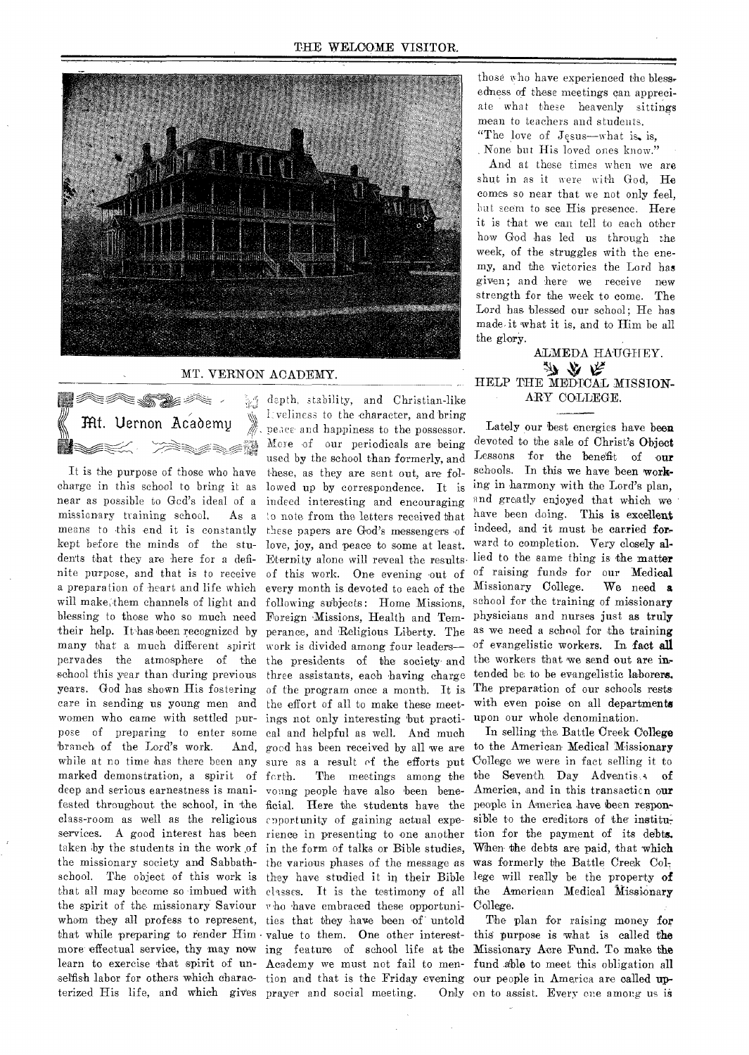MT. VERNON ACADEMY.

## Mt. Vernon Academy

It is the purpose of those who have charge in this school to bring it as near as possible to God's ideal of a missionary training school. As a means to this end it is constantly kept before the minds of the students that they are here for a definite purpose, and that is to receive a preparation of heart and life which will make them channels of light and blessing to those who so much need their help. It has been recognized by many that a much different spirit pervades the atmosphere of the school this year than during previous years. God has shown His fostering care in sending us young men and women who came with settled purpose of preparing to enter some branch of the Lord's work. And, while at no time has there been any marked demonstration, a spirit of deep and serious earnestness is manifested throughout the school, in the class-room as well as the religious services. A good interest has been taken by the students in the work of the missionary society and Sabbath-school. The object of this work is that all may become so imbued with the spirit of the missionary Saviour whom they all profess to represent, that while preparing to render Him more effectual service, thy may now learn to exercise that spirit of unselfish labor for others which characterized His life, and which gives depth, stability, and Christian-like loveliness to the character, and bring peace and happiness to the possessor. More of our periodicals are being used by the school than formerly, and these, as they are sent out, are followed up by correspondence. It is indeed interesting and encouraging to note from the letters received that these papers are God's messengers of love, joy, and peace to some at least. Eternity alone will reveal the results of this work. One evening out of every month is devoted to each of the following subjects: Home Missions, Foreign Missions, Health and Temperance, and Religious Liberty. The work is divided among four leaders—the presidents of the society and three assistants, each having charge of the program once a month. It is the effort of all to make these meetings not only interesting but practical and helpful as well. And much good has been received by all we are sure as a result of the efforts put forth. The meetings among the young people have also been beneficial. Here the students have the opportunity of gaining actual experience in presenting to one another in the form of talks or Bible studies, the various phases of the message as they have studied it in their Bible classes. It is the testimony of all who have embraced these opportunities that they have been of untold value to them. One other interesting feature of school life at the Academy we must not fail to mention and that is the Friday evening prayer and social meeting. Only those who have experienced the blessedness of these meetings can appreciate what these heavenly sittings mean to teachers and students.

"The love of Jesus—what is, is,
None but His loved ones know."

And at these times when we are shut in as it were with God, He comes so near that we not only feel, but seem to see His presence. Here it is that we can tell to each other how God has led us through the week, of the struggles with the enemy, and the victories the Lord has given; and here we receive new strength for the week to come. The Lord has blessed our school; He has made it what it is, and to Him be all the glory.

ALMEDA HAUGHEY.

## HELP THE MEDICAL MISSIONARY COLLEGE.

Lately our best energies have been devoted to the sale of Christ's Object Lessons for the benefit of our schools. In this we have been working in harmony with the Lord's plan, and greatly enjoyed that which we have been doing. This is excellent indeed, and it must be carried forward to completion. Very closely allied to the same thing is the matter of raising funds for our Medical Missionary College. We need a school for the training of missionary physicians and nurses just as truly as we need a school for the training of evangelistic workers. In fact all the workers that we send out are intended be to be evangelistic laborers. The preparation of our schools rests with even poise on all departments upon our whole denomination.

In selling the Battle Creek College to the American Medical Missionary College we were in fact selling it to the Seventh Day Adventists of America, and in this transaction our people in America have been responsible to the creditors of the institution for the payment of its debts. When the debts are paid, that which was formerly the Battle Creek College will really be the property of the American Medical Missionary College.

The plan for raising money for this purpose is what is called the Missionary Acre Fund. To make the fund able to meet this obligation all our people in America are called upon to assist. Every one among us is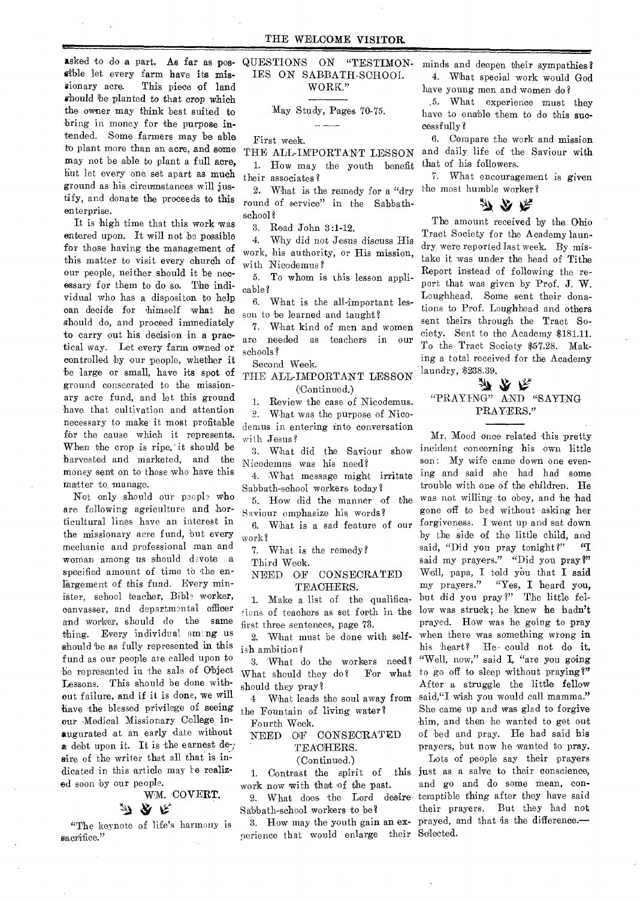asked to do a part. As far as possible let every farm have its missionary acre. This piece of land should be planted to that crop which the owner may think best suited to bring in money for the purpose intended. Some farmers may be able to plant more than an acre, and some may not be able to plant a full acre, but let every one set apart as much ground as his circumstances will justify, and donate the proceeds to this enterprise.

It is high time that this work was entered upon. It will not be possible for those having the management of this matter to visit every church of our people, neither should it be necessary for them to do so. The individual who has a dispositon to help can decide for himself what he should do, and proceed immediately to carry out his decision in a practical way. Let every farm owned or controlled by our people, whether it be large or small, have its spot of ground consecrated to the missionary acre fund, and let this ground have that cultivation and attention necessary to make it most profitable for the cause which it represents. When the crop is ripe, it should be harvested and marketed, and the money sent on to those who have this matter to manage.

Not only should our people who are following agriculture and horticultural lines have an interest in the missionary acre fund, but every mechanic and professional man and woman among us should devote a specified amount of time to the enlargement of this fund. Every minister, school teacher, Bible worker, canvasser, and departmental officer and worker, should do the same thing. Every individual among us should be as fully represented in this fund as our people are called upon to be represented in the sale of Object Lessons. This should be done without failure, and if it is done, we will have the blessed privilege of seeing our Medical Missionary College inaugurated at an early date without a debt upon it. It is the earnest desire of the writer that all that is indicated in this article may be realized soon by our people.

WM. COVERT.

"The keynote of life's harmony is sacrifice."

## QUESTIONS ON "TESTIMONIES ON SABBATH-SCHOOL WORK."

May Study, Pages 70-75.

First week.

### THE ALL-IMPORTANT LESSON

1. How may the youth benefit their associates?
2. What is the remedy for a "dry round of service" in the Sabbath-school?
3. Read John 3:1-12.
4. Why did not Jesus discuss His work, his authority, or His mission, with Nicodemus?
5. To whom is this lesson applicable?
6. What is the all-important lesson to be learned and taught?
7. What kind of men and women are needed as teachers in our schools?

Second Week.

### THE ALL-IMPORTANT LESSON (Continued.)

1. Review the case of Nicodemus.
2. What was the purpose of Nicodemus in entering into conversation with Jesus?
3. What did the Saviour show Nicodemus was his need?
4. What message might irritate Sabbath-school workers today?
5. How did the manner of the Saviour emphasize his words?
6. What is a sad feature of our work?
7. What is the remedy?

Third Week.

### NEED OF CONSECRATED TEACHERS.

1. Make a list of the qualifications of teachers as set forth in the first three sentences, page 73.
2. What must be done with selfish ambition?
3. What do the workers need? What should they do? For what should they pray?
4. What leads the soul away from the Fountain of living water?

Fourth Week.

### NEED OF CONSECRATED TEACHERS. (Continued.)

1. Contrast the spirit of this work now with that of the past.
2. What does the Lord desire Sabbath-school workers to be?
3. How may the youth gain an experience that would enlarge their minds and deepen their sympathies?
4. What special work would God have young men and women do?
5. What experience must they have to enable them to do this successfully?
6. Compare the work and mission and daily life of the Saviour with that of his followers.
7. What encouragement is given the most humble worker?

The amount received by the Ohio Tract Society for the Academy laundry were reported last week. By mistake it was under the head of Tithe Report instead of following the report that was given by Prof. J. W. Loughhead. Some sent their donations to Prof. Loughhead and others sent theirs through the Tract Society. Sent to the Academy $181.11. To the Tract Society $57.28. Making a total received for the Academy laundry, $238.39.

## "PRAYING" AND "SAYING PRAYERS."

Mr. Mood once related this pretty incident concerning his own little son: My wife came down one evening and said she had had some trouble with one of the children. He was not willing to obey, and he had gone off to bed without asking her forgiveness. I went up and sat down by the side of the little child, and said, "Did you pray tonight?" "I said my prayers." "Did you pray?" Well, papa, I told you that I said my prayers." "Yes, I heard you, but did you pray?" The little fellow was struck; he knew he hadn't prayed. How was he going to pray when there was something wrong in his heart? He could not do it. "Well, now," said I, "are you going to go off to sleep without praying?" After a struggle the little fellow said, "I wish you would call mamma." She came up and was glad to forgive him, and then he wanted to get out of bed and pray. He had said his prayers, but now he wanted to pray.

Lots of people say their prayers just as a salve to their conscience, and go and do some mean, contemptible thing after they have said their prayers. But they had not prayed, and that is the difference.—Selected.